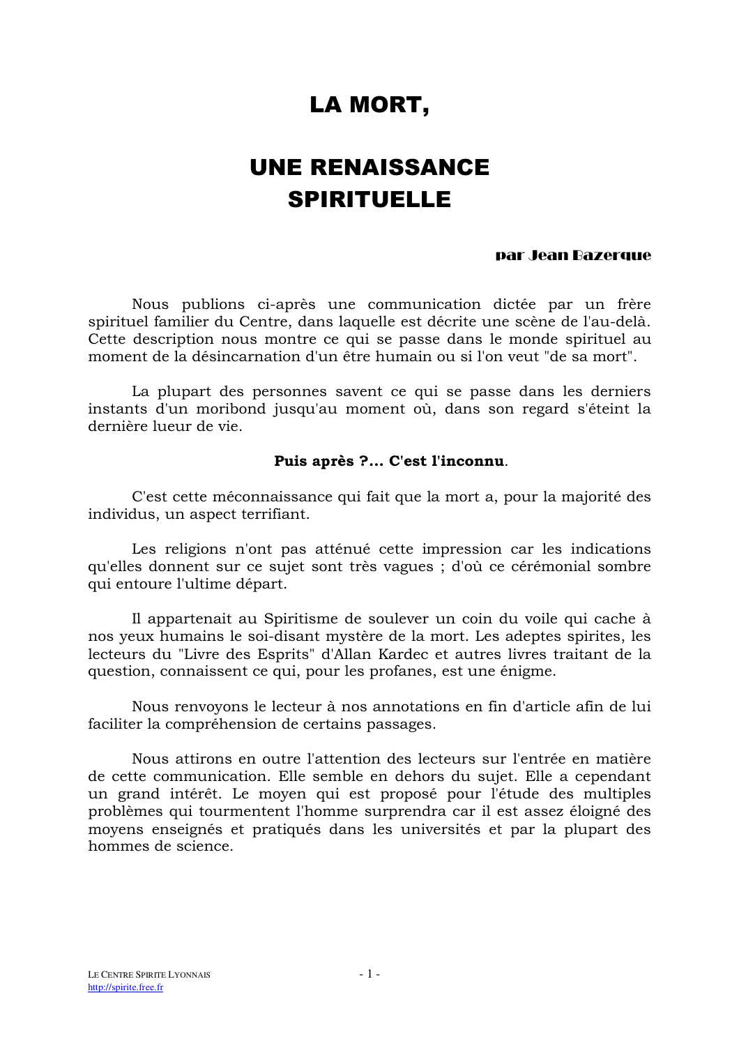# LA MORT,

# UNE RENAISSANCE SPIRITUELLE

**par Jean Bazerque**

Nous publions ci-après une communication dictée par un frère spirituel familier du Centre, dans laquelle est décrite une scène de l'au-delà. Cette description nous montre ce qui se passe dans le monde spirituel au moment de la désincarnation d'un être humain ou si l'on veut "de sa mort".

La plupart des personnes savent ce qui se passe dans les derniers instants d'un moribond jusqu'au moment où, dans son regard s'éteint la dernière lueur de vie.

**Puis après ?... C'est l'inconnu**.

C'est cette méconnaissance qui fait que la mort a, pour la majorité des individus, un aspect terrifiant.

Les religions n'ont pas atténué cette impression car les indications qu'elles donnent sur ce sujet sont très vagues ; d'où ce cérémonial sombre qui entoure l'ultime départ.

Il appartenait au Spiritisme de soulever un coin du voile qui cache à nos yeux humains le soi-disant mystère de la mort. Les adeptes spirites, les lecteurs du "Livre des Esprits" d'Allan Kardec et autres livres traitant de la question, connaissent ce qui, pour les profanes, est une énigme.

Nous renvoyons le lecteur à nos annotations en fin d'article afin de lui faciliter la compréhension de certains passages.

Nous attirons en outre l'attention des lecteurs sur l'entrée en matière de cette communication. Elle semble en dehors du sujet. Elle a cependant un grand intérêt. Le moyen qui est proposé pour l'étude des multiples problèmes qui tourmentent l'homme surprendra car il est assez éloigné des moyens enseignés et pratiqués dans les universités et par la plupart des hommes de science.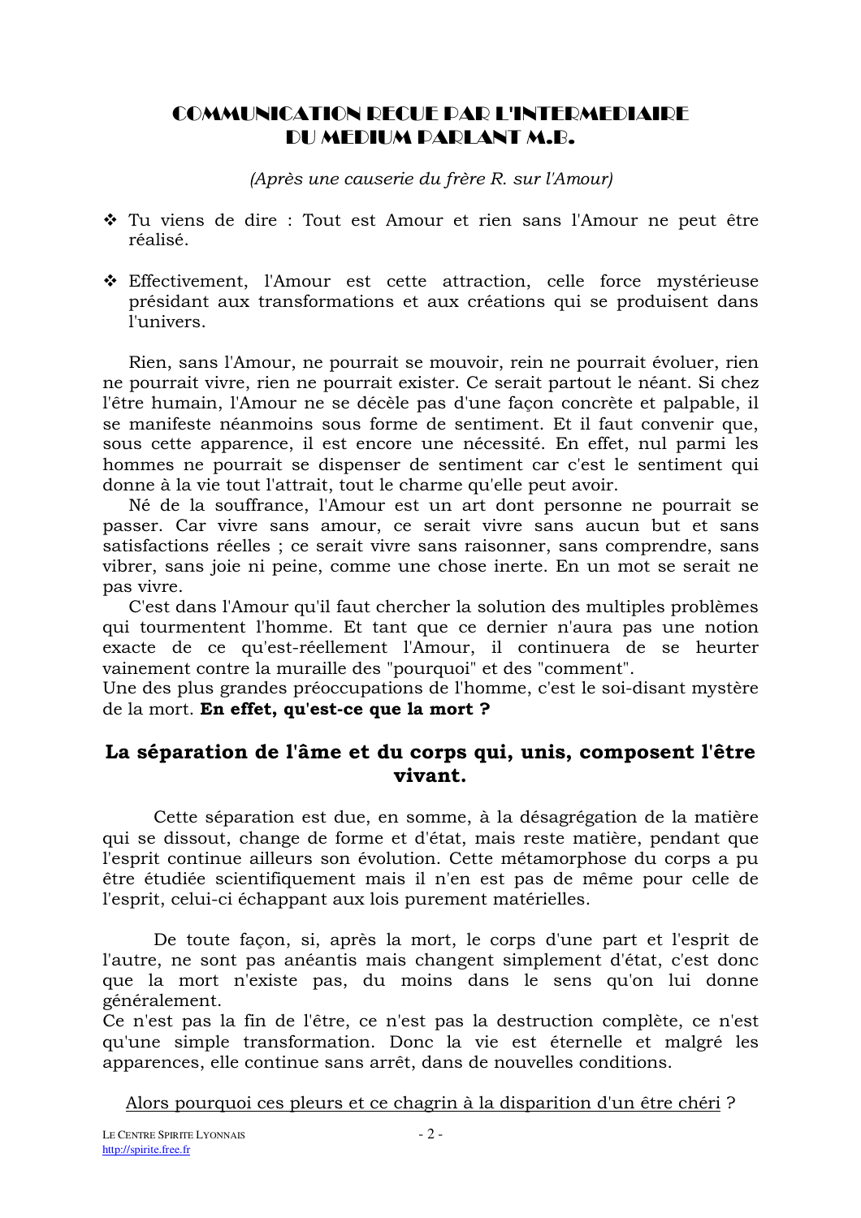## COMMUNICATION RECUE PAR L'INTERMEDIAIRE DU MEDIUM PARLANT M.B.

*(Après une causerie du frère R. sur l'Amour)*

- Tu viens de dire : Tout est Amour et rien sans l'Amour ne peut être réalisé.

- Effectivement, l'Amour est cette attraction, celle force mystérieuse présidant aux transformations et aux créations qui se produisent dans l'univers.

Rien, sans l'Amour, ne pourrait se mouvoir, rein ne pourrait évoluer, rien ne pourrait vivre, rien ne pourrait exister. Ce serait partout le néant. Si chez l'être humain, l'Amour ne se décèle pas d'une façon concrète et palpable, il se manifeste néanmoins sous forme de sentiment. Et il faut convenir que, sous cette apparence, il est encore une nécessité. En effet, nul parmi les hommes ne pourrait se dispenser de sentiment car c'est le sentiment qui donne à la vie tout l'attrait, tout le charme qu'elle peut avoir.

Né de la souffrance, l'Amour est un art dont personne ne pourrait se passer. Car vivre sans amour, ce serait vivre sans aucun but et sans satisfactions réelles ; ce serait vivre sans raisonner, sans comprendre, sans vibrer, sans joie ni peine, comme une chose inerte. En un mot se serait ne pas vivre.

C'est dans l'Amour qu'il faut chercher la solution des multiples problèmes qui tourmentent l'homme. Et tant que ce dernier n'aura pas une notion exacte de ce qu'est-réellement l'Amour, il continuera de se heurter vainement contre la muraille des "pourquoi" et des "comment".
Une des plus grandes préoccupations de l'homme, c'est le soi-disant mystère de la mort. **En effet, qu'est-ce que la mort ?**

## La séparation de l'âme et du corps qui, unis, composent l'être vivant.

Cette séparation est due, en somme, à la désagrégation de la matière qui se dissout, change de forme et d'état, mais reste matière, pendant que l'esprit continue ailleurs son évolution. Cette métamorphose du corps a pu être étudiée scientifiquement mais il n'en est pas de même pour celle de l'esprit, celui-ci échappant aux lois purement matérielles.

De toute façon, si, après la mort, le corps d'une part et l'esprit de l'autre, ne sont pas anéantis mais changent simplement d'état, c'est donc que la mort n'existe pas, du moins dans le sens qu'on lui donne généralement.
Ce n'est pas la fin de l'être, ce n'est pas la destruction complète, ce n'est qu'une simple transformation. Donc la vie est éternelle et malgré les apparences, elle continue sans arrêt, dans de nouvelles conditions.

<u>Alors pourquoi ces pleurs et ce chagrin à la disparition d'un être chéri</u> ?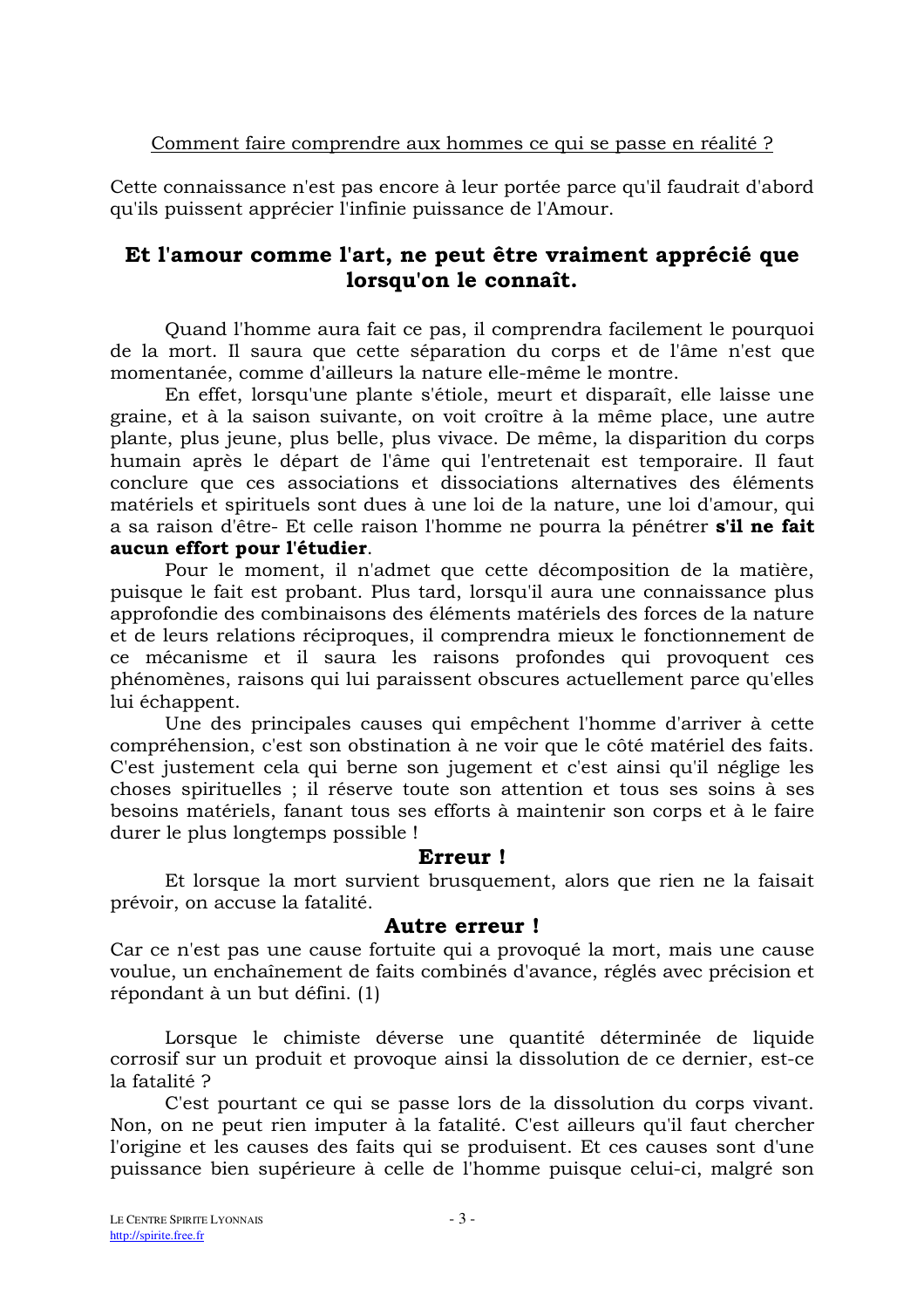Comment faire comprendre aux hommes ce qui se passe en réalité ?

Cette connaissance n'est pas encore à leur portée parce qu'il faudrait d'abord qu'ils puissent apprécier l'infinie puissance de l'Amour.

## Et l'amour comme l'art, ne peut être vraiment apprécié que lorsqu'on le connaît.

Quand l'homme aura fait ce pas, il comprendra facilement le pourquoi de la mort. Il saura que cette séparation du corps et de l'âme n'est que momentanée, comme d'ailleurs la nature elle-même le montre.

En effet, lorsqu'une plante s'étiole, meurt et disparaît, elle laisse une graine, et à la saison suivante, on voit croître à la même place, une autre plante, plus jeune, plus belle, plus vivace. De même, la disparition du corps humain après le départ de l'âme qui l'entretenait est temporaire. Il faut conclure que ces associations et dissociations alternatives des éléments matériels et spirituels sont dues à une loi de la nature, une loi d'amour, qui a sa raison d'être- Et celle raison l'homme ne pourra la pénétrer **s'il ne fait aucun effort pour l'étudier**.

Pour le moment, il n'admet que cette décomposition de la matière, puisque le fait est probant. Plus tard, lorsqu'il aura une connaissance plus approfondie des combinaisons des éléments matériels des forces de la nature et de leurs relations réciproques, il comprendra mieux le fonctionnement de ce mécanisme et il saura les raisons profondes qui provoquent ces phénomènes, raisons qui lui paraissent obscures actuellement parce qu'elles lui échappent.

Une des principales causes qui empêchent l'homme d'arriver à cette compréhension, c'est son obstination à ne voir que le côté matériel des faits. C'est justement cela qui berne son jugement et c'est ainsi qu'il néglige les choses spirituelles ; il réserve toute son attention et tous ses soins à ses besoins matériels, fanant tous ses efforts à maintenir son corps et à le faire durer le plus longtemps possible !

**Erreur !**

Et lorsque la mort survient brusquement, alors que rien ne la faisait prévoir, on accuse la fatalité.

**Autre erreur !**

Car ce n'est pas une cause fortuite qui a provoqué la mort, mais une cause voulue, un enchaînement de faits combinés d'avance, réglés avec précision et répondant à un but défini. (1)

Lorsque le chimiste déverse une quantité déterminée de liquide corrosif sur un produit et provoque ainsi la dissolution de ce dernier, est-ce la fatalité ?

C'est pourtant ce qui se passe lors de la dissolution du corps vivant. Non, on ne peut rien imputer à la fatalité. C'est ailleurs qu'il faut chercher l'origine et les causes des faits qui se produisent. Et ces causes sont d'une puissance bien supérieure à celle de l'homme puisque celui-ci, malgré son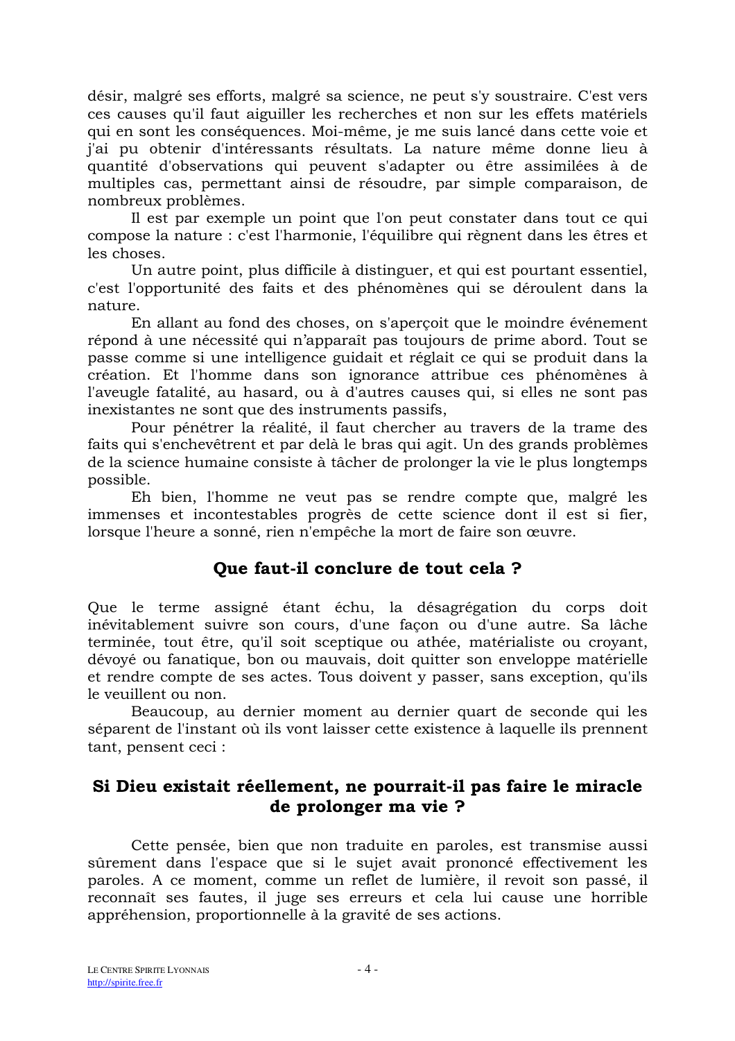désir, malgré ses efforts, malgré sa science, ne peut s'y soustraire. C'est vers ces causes qu'il faut aiguiller les recherches et non sur les effets matériels qui en sont les conséquences. Moi-même, je me suis lancé dans cette voie et j'ai pu obtenir d'intéressants résultats. La nature même donne lieu à quantité d'observations qui peuvent s'adapter ou être assimilées à de multiples cas, permettant ainsi de résoudre, par simple comparaison, de nombreux problèmes.

Il est par exemple un point que l'on peut constater dans tout ce qui compose la nature : c'est l'harmonie, l'équilibre qui règnent dans les êtres et les choses.

Un autre point, plus difficile à distinguer, et qui est pourtant essentiel, c'est l'opportunité des faits et des phénomènes qui se déroulent dans la nature.

En allant au fond des choses, on s'aperçoit que le moindre événement répond à une nécessité qui n'apparaît pas toujours de prime abord. Tout se passe comme si une intelligence guidait et réglait ce qui se produit dans la création. Et l'homme dans son ignorance attribue ces phénomènes à l'aveugle fatalité, au hasard, ou à d'autres causes qui, si elles ne sont pas inexistantes ne sont que des instruments passifs,

Pour pénétrer la réalité, il faut chercher au travers de la trame des faits qui s'enchevêtrent et par delà le bras qui agit. Un des grands problèmes de la science humaine consiste à tâcher de prolonger la vie le plus longtemps possible.

Eh bien, l'homme ne veut pas se rendre compte que, malgré les immenses et incontestables progrès de cette science dont il est si fier, lorsque l'heure a sonné, rien n'empêche la mort de faire son œuvre.

## Que faut-il conclure de tout cela ?

Que le terme assigné étant échu, la désagrégation du corps doit inévitablement suivre son cours, d'une façon ou d'une autre. Sa lâche terminée, tout être, qu'il soit sceptique ou athée, matérialiste ou croyant, dévoyé ou fanatique, bon ou mauvais, doit quitter son enveloppe matérielle et rendre compte de ses actes. Tous doivent y passer, sans exception, qu'ils le veuillent ou non.

Beaucoup, au dernier moment au dernier quart de seconde qui les séparent de l'instant où ils vont laisser cette existence à laquelle ils prennent tant, pensent ceci :

## Si Dieu existait réellement, ne pourrait-il pas faire le miracle de prolonger ma vie ?

Cette pensée, bien que non traduite en paroles, est transmise aussi sûrement dans l'espace que si le sujet avait prononcé effectivement les paroles. A ce moment, comme un reflet de lumière, il revoit son passé, il reconnaît ses fautes, il juge ses erreurs et cela lui cause une horrible appréhension, proportionnelle à la gravité de ses actions.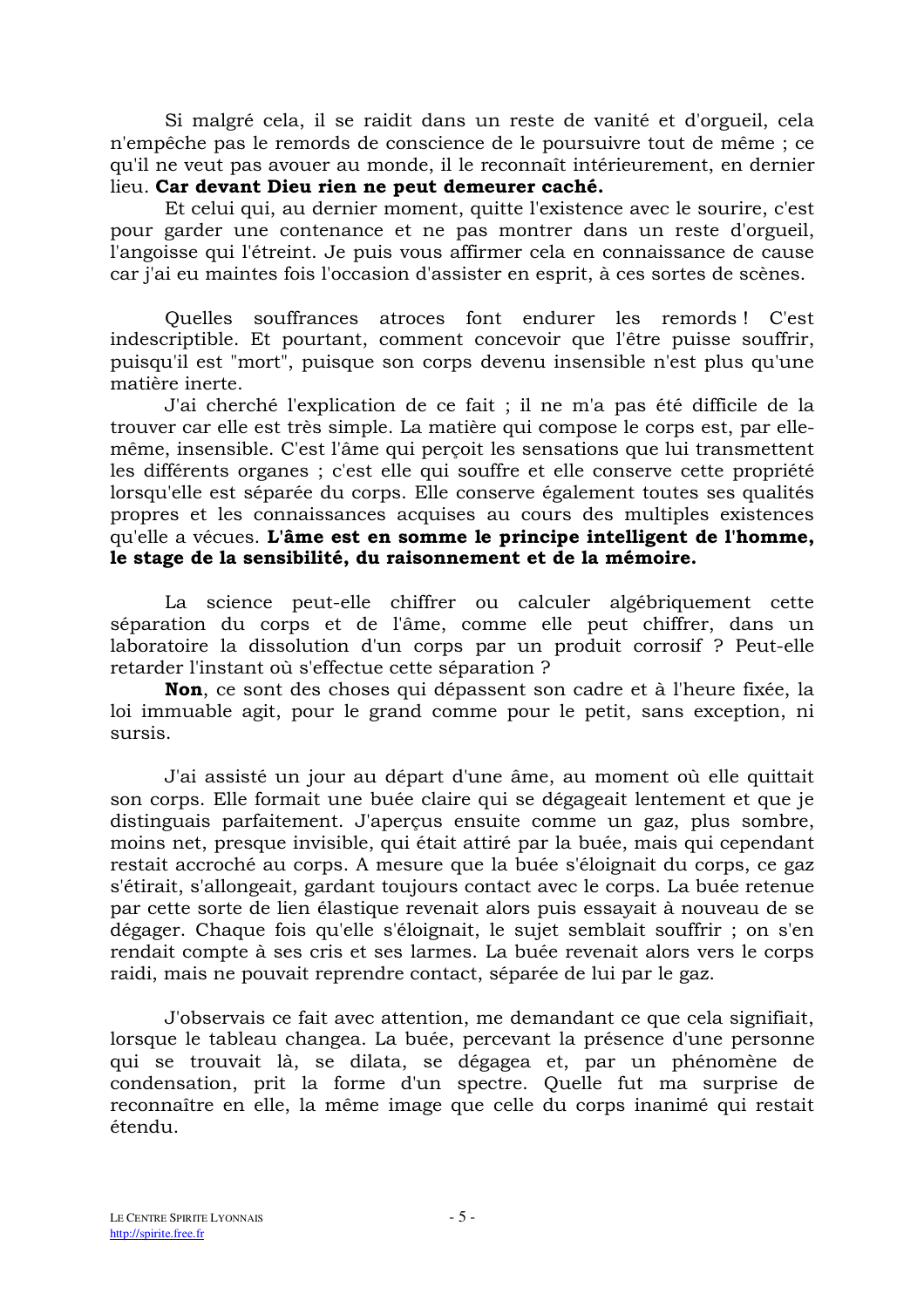Si malgré cela, il se raidit dans un reste de vanité et d'orgueil, cela n'empêche pas le remords de conscience de le poursuivre tout de même ; ce qu'il ne veut pas avouer au monde, il le reconnaît intérieurement, en dernier lieu. **Car devant Dieu rien ne peut demeurer caché.**

Et celui qui, au dernier moment, quitte l'existence avec le sourire, c'est pour garder une contenance et ne pas montrer dans un reste d'orgueil, l'angoisse qui l'étreint. Je puis vous affirmer cela en connaissance de cause car j'ai eu maintes fois l'occasion d'assister en esprit, à ces sortes de scènes.

Quelles souffrances atroces font endurer les remords ! C'est indescriptible. Et pourtant, comment concevoir que l'être puisse souffrir, puisqu'il est "mort", puisque son corps devenu insensible n'est plus qu'une matière inerte.

J'ai cherché l'explication de ce fait ; il ne m'a pas été difficile de la trouver car elle est très simple. La matière qui compose le corps est, par elle-même, insensible. C'est l'âme qui perçoit les sensations que lui transmettent les différents organes ; c'est elle qui souffre et elle conserve cette propriété lorsqu'elle est séparée du corps. Elle conserve également toutes ses qualités propres et les connaissances acquises au cours des multiples existences qu'elle a vécues. **L'âme est en somme le principe intelligent de l'homme, le stage de la sensibilité, du raisonnement et de la mémoire.**

La science peut-elle chiffrer ou calculer algébriquement cette séparation du corps et de l'âme, comme elle peut chiffrer, dans un laboratoire la dissolution d'un corps par un produit corrosif ? Peut-elle retarder l'instant où s'effectue cette séparation ?

**Non**, ce sont des choses qui dépassent son cadre et à l'heure fixée, la loi immuable agit, pour le grand comme pour le petit, sans exception, ni sursis.

J'ai assisté un jour au départ d'une âme, au moment où elle quittait son corps. Elle formait une buée claire qui se dégageait lentement et que je distinguais parfaitement. J'aperçus ensuite comme un gaz, plus sombre, moins net, presque invisible, qui était attiré par la buée, mais qui cependant restait accroché au corps. A mesure que la buée s'éloignait du corps, ce gaz s'étirait, s'allongeait, gardant toujours contact avec le corps. La buée retenue par cette sorte de lien élastique revenait alors puis essayait à nouveau de se dégager. Chaque fois qu'elle s'éloignait, le sujet semblait souffrir ; on s'en rendait compte à ses cris et ses larmes. La buée revenait alors vers le corps raidi, mais ne pouvait reprendre contact, séparée de lui par le gaz.

J'observais ce fait avec attention, me demandant ce que cela signifiait, lorsque le tableau changea. La buée, percevant la présence d'une personne qui se trouvait là, se dilata, se dégagea et, par un phénomène de condensation, prit la forme d'un spectre. Quelle fut ma surprise de reconnaître en elle, la même image que celle du corps inanimé qui restait étendu.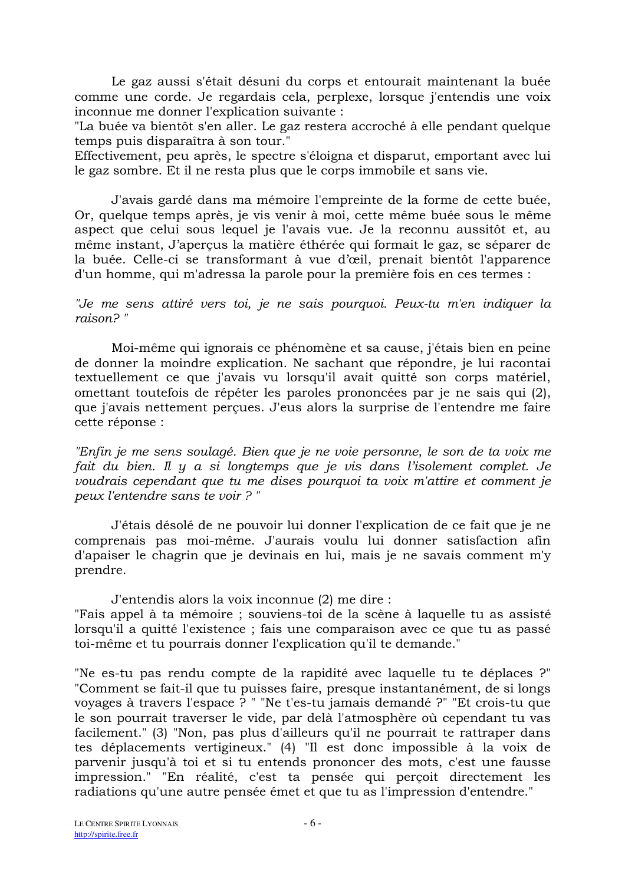Le gaz aussi s'était désuni du corps et entourait maintenant la buée comme une corde. Je regardais cela, perplexe, lorsque j'entendis une voix inconnue me donner l'explication suivante :
"La buée va bientôt s'en aller. Le gaz restera accroché à elle pendant quelque temps puis disparaîtra à son tour."
Effectivement, peu après, le spectre s'éloigna et disparut, emportant avec lui le gaz sombre. Et il ne resta plus que le corps immobile et sans vie.

J'avais gardé dans ma mémoire l'empreinte de la forme de cette buée, Or, quelque temps après, je vis venir à moi, cette même buée sous le même aspect que celui sous lequel je l'avais vue. Je la reconnu aussitôt et, au même instant, J'aperçus la matière éthérée qui formait le gaz, se séparer de la buée. Celle-ci se transformant à vue d'œil, prenait bientôt l'apparence d'un homme, qui m'adressa la parole pour la première fois en ces termes :

*"Je me sens attiré vers toi, je ne sais pourquoi. Peux-tu m'en indiquer la raison? "*

Moi-même qui ignorais ce phénomène et sa cause, j'étais bien en peine de donner la moindre explication. Ne sachant que répondre, je lui racontai textuellement ce que j'avais vu lorsqu'il avait quitté son corps matériel, omettant toutefois de répéter les paroles prononcées par je ne sais qui (2), que j'avais nettement perçues. J'eus alors la surprise de l'entendre me faire cette réponse :

*"Enfin je me sens soulagé. Bien que je ne voie personne, le son de ta voix me fait du bien. Il y a si longtemps que je vis dans l'isolement complet. Je voudrais cependant que tu me dises pourquoi ta voix m'attire et comment je peux l'entendre sans te voir ? "*

J'étais désolé de ne pouvoir lui donner l'explication de ce fait que je ne comprenais pas moi-même. J'aurais voulu lui donner satisfaction afin d'apaiser le chagrin que je devinais en lui, mais je ne savais comment m'y prendre.

J'entendis alors la voix inconnue (2) me dire :
"Fais appel à ta mémoire ; souviens-toi de la scène à laquelle tu as assisté lorsqu'il a quitté l'existence ; fais une comparaison avec ce que tu as passé toi-même et tu pourrais donner l'explication qu'il te demande."

"Ne es-tu pas rendu compte de la rapidité avec laquelle tu te déplaces ?" "Comment se fait-il que tu puisses faire, presque instantanément, de si longs voyages à travers l'espace ? " "Ne t'es-tu jamais demandé ?" "Et crois-tu que le son pourrait traverser le vide, par delà l'atmosphère où cependant tu vas facilement." (3) "Non, pas plus d'ailleurs qu'il ne pourrait te rattraper dans tes déplacements vertigineux." (4) "Il est donc impossible à la voix de parvenir jusqu'à toi et si tu entends prononcer des mots, c'est une fausse impression." "En réalité, c'est ta pensée qui perçoit directement les radiations qu'une autre pensée émet et que tu as l'impression d'entendre."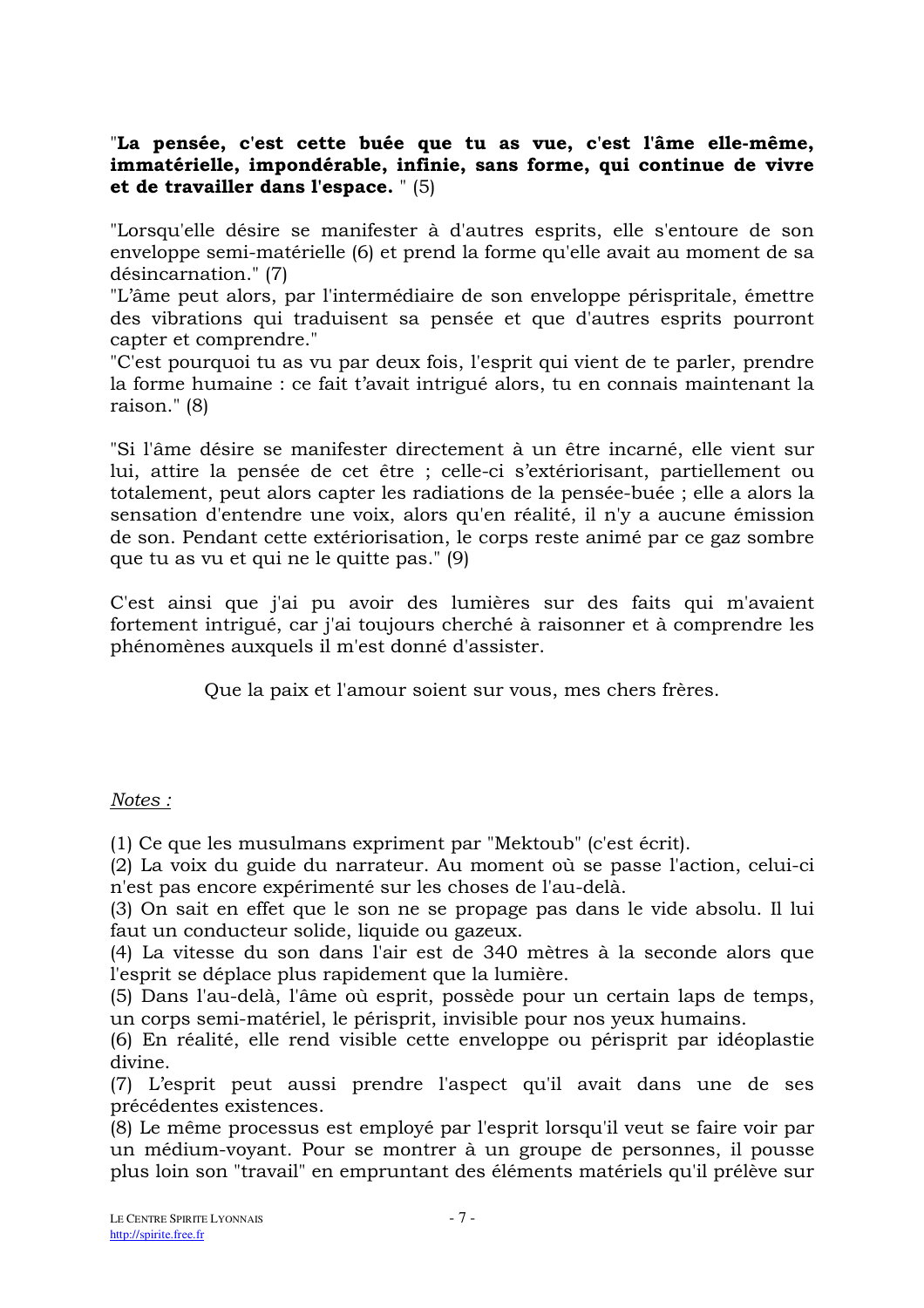"**La pensée, c'est cette buée que tu as vue, c'est l'âme elle-même, immatérielle, impondérable, infinie, sans forme, qui continue de vivre et de travailler dans l'espace.** " (5)

"Lorsqu'elle désire se manifester à d'autres esprits, elle s'entoure de son enveloppe semi-matérielle (6) et prend la forme qu'elle avait au moment de sa désincarnation." (7)
"L'âme peut alors, par l'intermédiaire de son enveloppe périspritale, émettre des vibrations qui traduisent sa pensée et que d'autres esprits pourront capter et comprendre."
"C'est pourquoi tu as vu par deux fois, l'esprit qui vient de te parler, prendre la forme humaine : ce fait t'avait intrigué alors, tu en connais maintenant la raison." (8)

"Si l'âme désire se manifester directement à un être incarné, elle vient sur lui, attire la pensée de cet être ; celle-ci s'extériorisant, partiellement ou totalement, peut alors capter les radiations de la pensée-buée ; elle a alors la sensation d'entendre une voix, alors qu'en réalité, il n'y a aucune émission de son. Pendant cette extériorisation, le corps reste animé par ce gaz sombre que tu as vu et qui ne le quitte pas." (9)

C'est ainsi que j'ai pu avoir des lumières sur des faits qui m'avaient fortement intrigué, car j'ai toujours cherché à raisonner et à comprendre les phénomènes auxquels il m'est donné d'assister.

Que la paix et l'amour soient sur vous, mes chers frères.

*Notes :*

(1) Ce que les musulmans expriment par "Mektoub" (c'est écrit).
(2) La voix du guide du narrateur. Au moment où se passe l'action, celui-ci n'est pas encore expérimenté sur les choses de l'au-delà.
(3) On sait en effet que le son ne se propage pas dans le vide absolu. Il lui faut un conducteur solide, liquide ou gazeux.
(4) La vitesse du son dans l'air est de 340 mètres à la seconde alors que l'esprit se déplace plus rapidement que la lumière.
(5) Dans l'au-delà, l'âme où esprit, possède pour un certain laps de temps, un corps semi-matériel, le périsprit, invisible pour nos yeux humains.
(6) En réalité, elle rend visible cette enveloppe ou périsprit par idéoplastie divine.
(7) L'esprit peut aussi prendre l'aspect qu'il avait dans une de ses précédentes existences.
(8) Le même processus est employé par l'esprit lorsqu'il veut se faire voir par un médium-voyant. Pour se montrer à un groupe de personnes, il pousse plus loin son "travail" en empruntant des éléments matériels qu'il prélève sur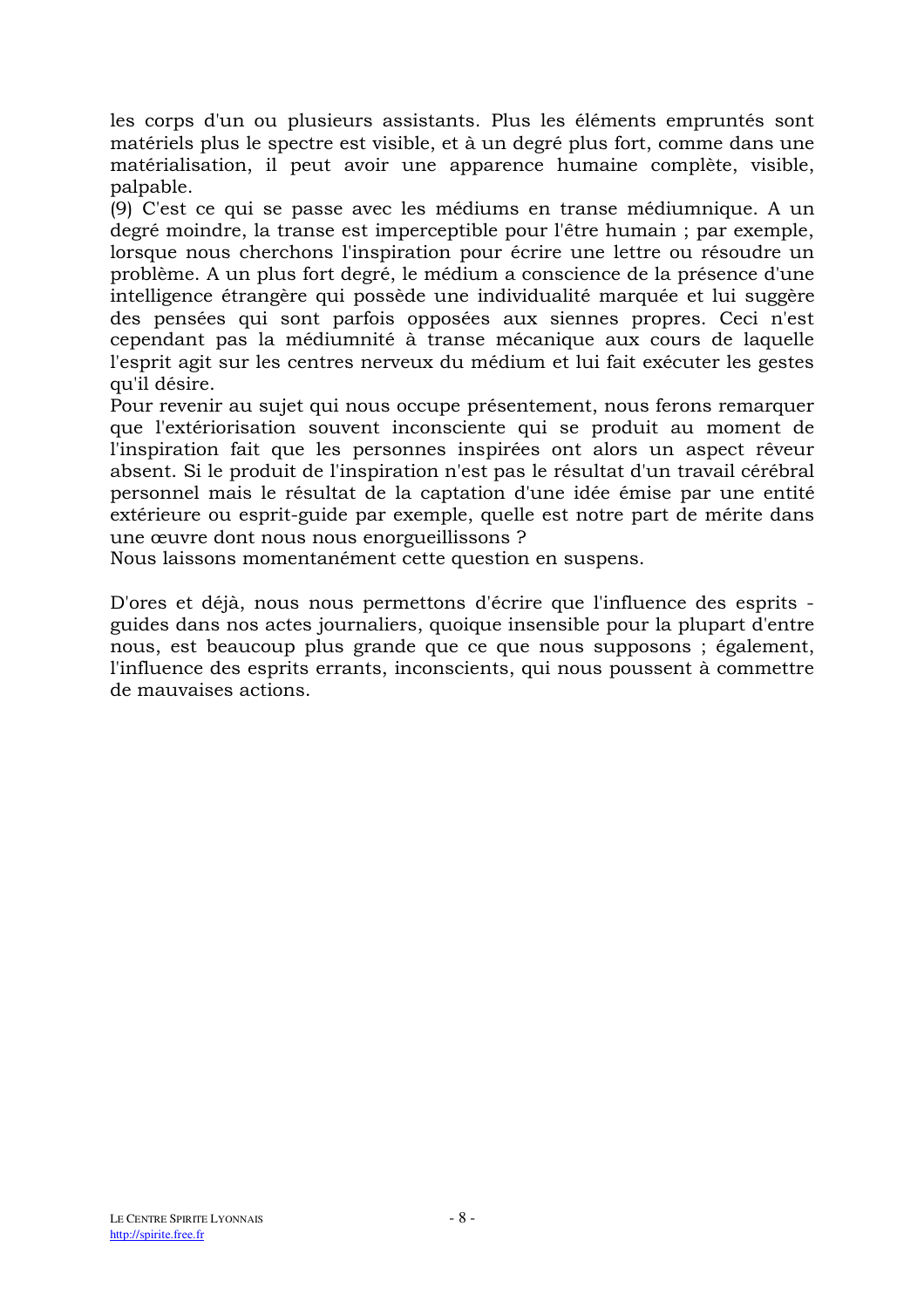les corps d'un ou plusieurs assistants. Plus les éléments empruntés sont matériels plus le spectre est visible, et à un degré plus fort, comme dans une matérialisation, il peut avoir une apparence humaine complète, visible, palpable.

(9) C'est ce qui se passe avec les médiums en transe médiumnique. A un degré moindre, la transe est imperceptible pour l'être humain ; par exemple, lorsque nous cherchons l'inspiration pour écrire une lettre ou résoudre un problème. A un plus fort degré, le médium a conscience de la présence d'une intelligence étrangère qui possède une individualité marquée et lui suggère des pensées qui sont parfois opposées aux siennes propres. Ceci n'est cependant pas la médiumnité à transe mécanique aux cours de laquelle l'esprit agit sur les centres nerveux du médium et lui fait exécuter les gestes qu'il désire.

Pour revenir au sujet qui nous occupe présentement, nous ferons remarquer que l'extériorisation souvent inconsciente qui se produit au moment de l'inspiration fait que les personnes inspirées ont alors un aspect rêveur absent. Si le produit de l'inspiration n'est pas le résultat d'un travail cérébral personnel mais le résultat de la captation d'une idée émise par une entité extérieure ou esprit-guide par exemple, quelle est notre part de mérite dans une œuvre dont nous nous enorgueillissons ?

Nous laissons momentanément cette question en suspens.

D'ores et déjà, nous nous permettons d'écrire que l'influence des esprits - guides dans nos actes journaliers, quoique insensible pour la plupart d'entre nous, est beaucoup plus grande que ce que nous supposons ; également, l'influence des esprits errants, inconscients, qui nous poussent à commettre de mauvaises actions.